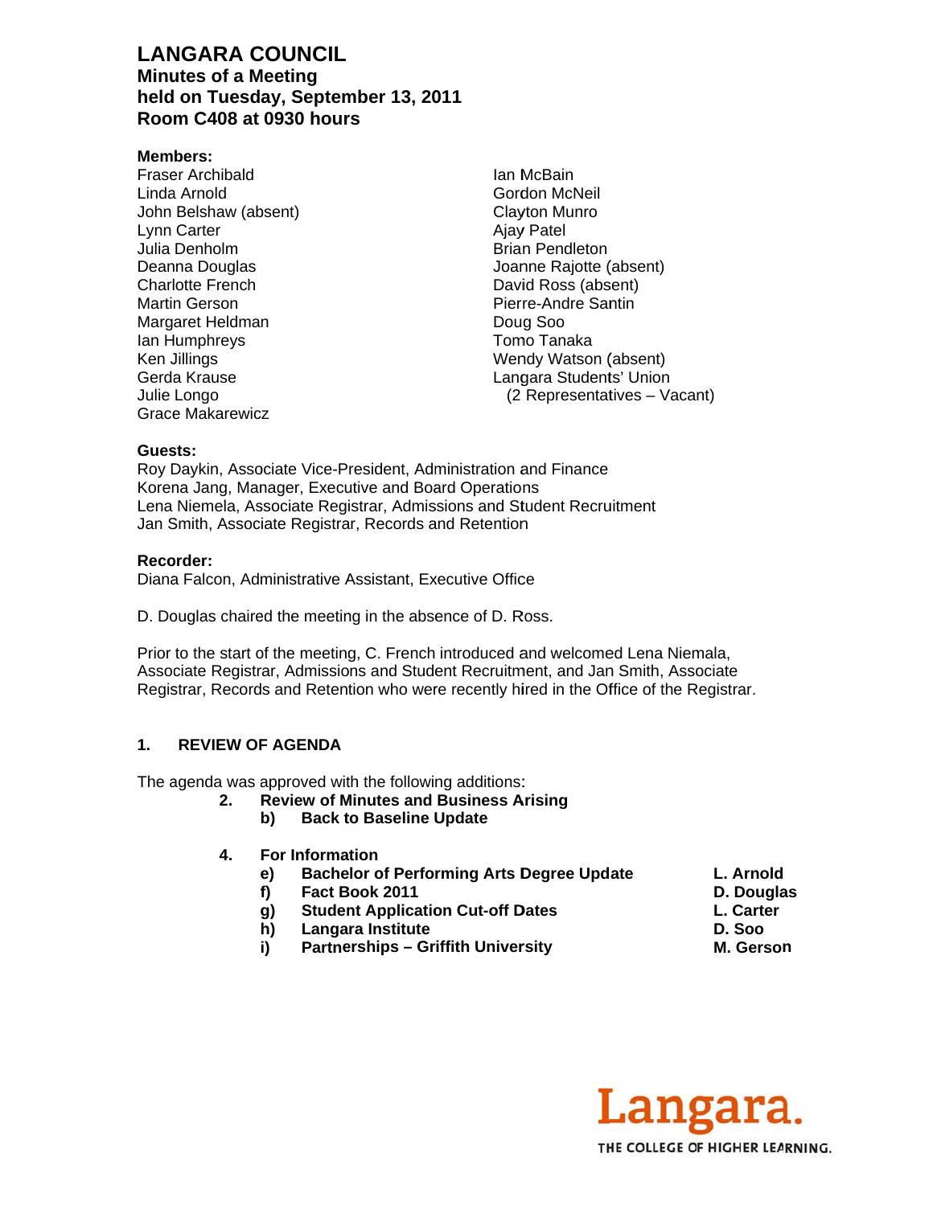# LANGARA COUNCIL

## Minutes of a Meeting
## held on Tuesday, September 13, 2011
## Room C408 at 0930 hours

**Members:**

Fraser Archibald
Linda Arnold
John Belshaw (absent)
Lynn Carter
Julia Denholm
Deanna Douglas
Charlotte French
Martin Gerson
Margaret Heldman
Ian Humphreys
Ken Jillings
Gerda Krause
Julie Longo
Grace Makarewicz
Ian McBain
Gordon McNeil
Clayton Munro
Ajay Patel
Brian Pendleton
Joanne Rajotte (absent)
David Ross (absent)
Pierre-Andre Santin
Doug Soo
Tomo Tanaka
Wendy Watson (absent)
Langara Students' Union
(2 Representatives – Vacant)

**Guests:**

Roy Daykin, Associate Vice-President, Administration and Finance
Korena Jang, Manager, Executive and Board Operations
Lena Niemela, Associate Registrar, Admissions and Student Recruitment
Jan Smith, Associate Registrar, Records and Retention

**Recorder:**

Diana Falcon, Administrative Assistant, Executive Office

D. Douglas chaired the meeting in the absence of D. Ross.

Prior to the start of the meeting, C. French introduced and welcomed Lena Niemala, Associate Registrar, Admissions and Student Recruitment, and Jan Smith, Associate Registrar, Records and Retention who were recently hired in the Office of the Registrar.

### 1. REVIEW OF AGENDA

The agenda was approved with the following additions:

**2. Review of Minutes and Business Arising**
- **b) Back to Baseline Update**

**4. For Information**
- **e) Bachelor of Performing Arts Degree Update** — **L. Arnold**
- **f) Fact Book 2011** — **D. Douglas**
- **g) Student Application Cut-off Dates** — **L. Carter**
- **h) Langara Institute** — **D. Soo**
- **i) Partnerships – Griffith University** — **M. Gerson**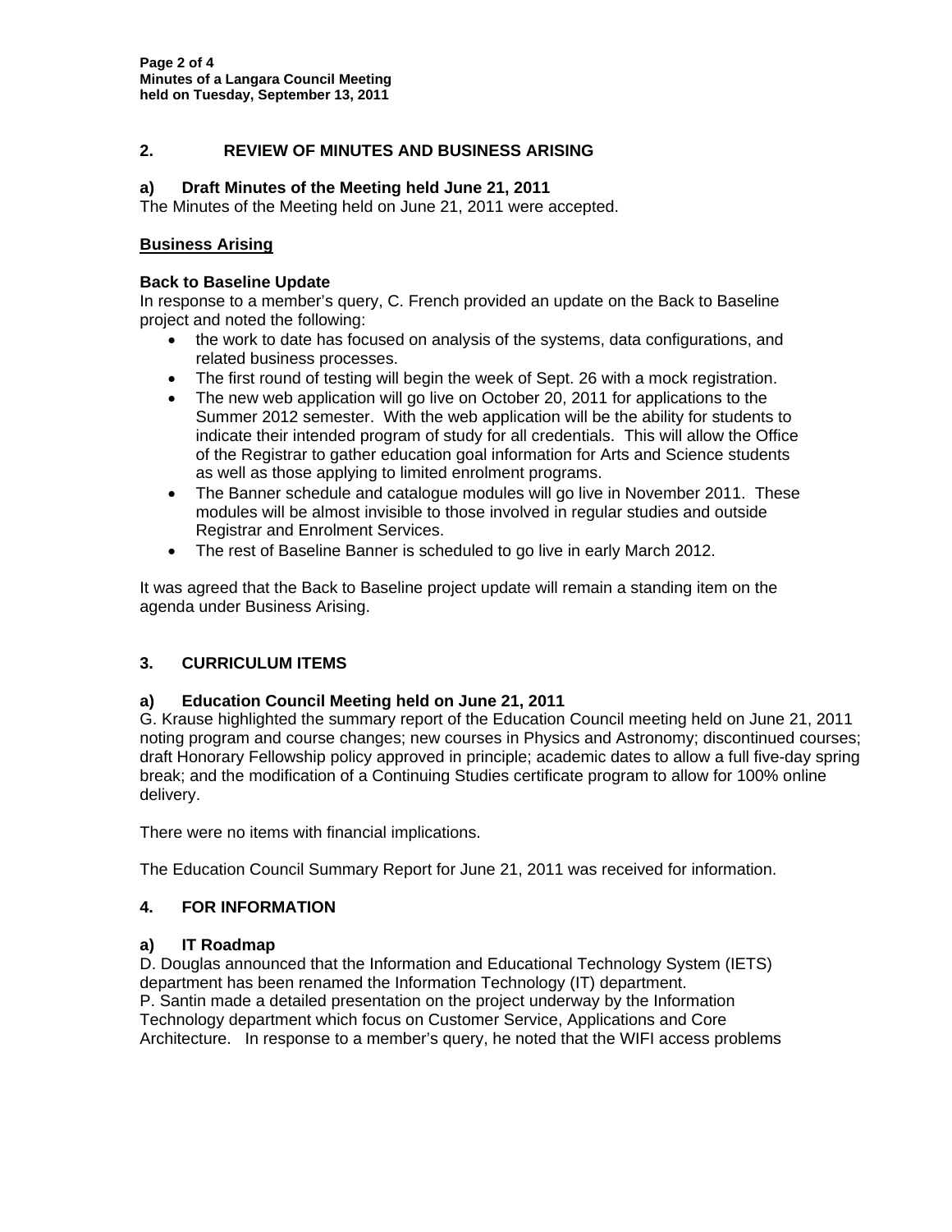## 2. REVIEW OF MINUTES AND BUSINESS ARISING

### a) Draft Minutes of the Meeting held June 21, 2011

The Minutes of the Meeting held on June 21, 2011 were accepted.

**Business Arising**

**Back to Baseline Update**

In response to a member's query, C. French provided an update on the Back to Baseline project and noted the following:

- the work to date has focused on analysis of the systems, data configurations, and related business processes.
- The first round of testing will begin the week of Sept. 26 with a mock registration.
- The new web application will go live on October 20, 2011 for applications to the Summer 2012 semester. With the web application will be the ability for students to indicate their intended program of study for all credentials. This will allow the Office of the Registrar to gather education goal information for Arts and Science students as well as those applying to limited enrolment programs.
- The Banner schedule and catalogue modules will go live in November 2011. These modules will be almost invisible to those involved in regular studies and outside Registrar and Enrolment Services.
- The rest of Baseline Banner is scheduled to go live in early March 2012.

It was agreed that the Back to Baseline project update will remain a standing item on the agenda under Business Arising.

## 3. CURRICULUM ITEMS

### a) Education Council Meeting held on June 21, 2011

G. Krause highlighted the summary report of the Education Council meeting held on June 21, 2011 noting program and course changes; new courses in Physics and Astronomy; discontinued courses; draft Honorary Fellowship policy approved in principle; academic dates to allow a full five-day spring break; and the modification of a Continuing Studies certificate program to allow for 100% online delivery.

There were no items with financial implications.

The Education Council Summary Report for June 21, 2011 was received for information.

## 4. FOR INFORMATION

### a) IT Roadmap

D. Douglas announced that the Information and Educational Technology System (IETS) department has been renamed the Information Technology (IT) department.
P. Santin made a detailed presentation on the project underway by the Information Technology department which focus on Customer Service, Applications and Core Architecture. In response to a member's query, he noted that the WIFI access problems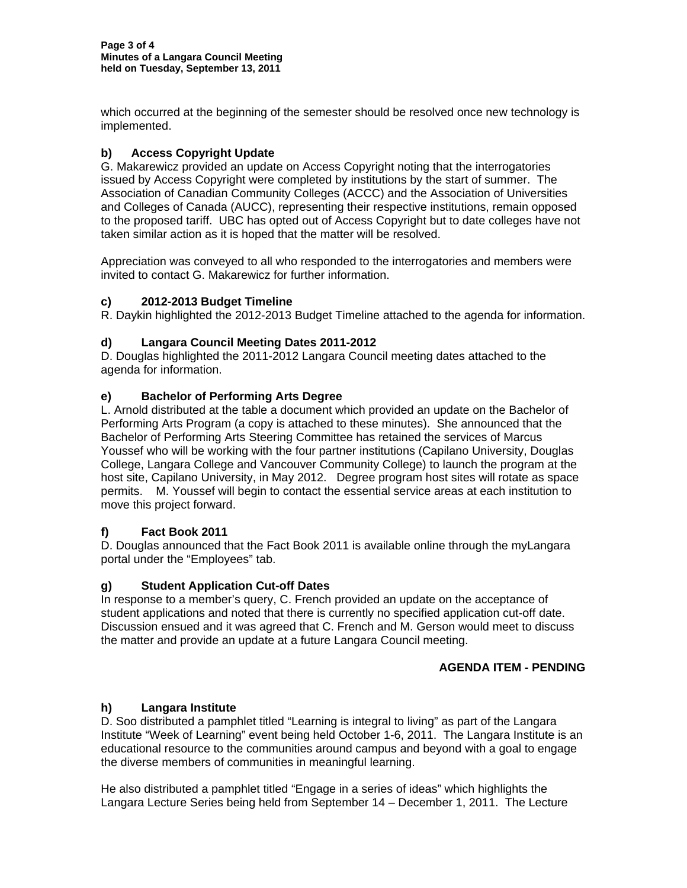which occurred at the beginning of the semester should be resolved once new technology is implemented.

### b) Access Copyright Update

G. Makarewicz provided an update on Access Copyright noting that the interrogatories issued by Access Copyright were completed by institutions by the start of summer. The Association of Canadian Community Colleges (ACCC) and the Association of Universities and Colleges of Canada (AUCC), representing their respective institutions, remain opposed to the proposed tariff. UBC has opted out of Access Copyright but to date colleges have not taken similar action as it is hoped that the matter will be resolved.

Appreciation was conveyed to all who responded to the interrogatories and members were invited to contact G. Makarewicz for further information.

### c) 2012-2013 Budget Timeline

R. Daykin highlighted the 2012-2013 Budget Timeline attached to the agenda for information.

### d) Langara Council Meeting Dates 2011-2012

D. Douglas highlighted the 2011-2012 Langara Council meeting dates attached to the agenda for information.

### e) Bachelor of Performing Arts Degree

L. Arnold distributed at the table a document which provided an update on the Bachelor of Performing Arts Program (a copy is attached to these minutes). She announced that the Bachelor of Performing Arts Steering Committee has retained the services of Marcus Youssef who will be working with the four partner institutions (Capilano University, Douglas College, Langara College and Vancouver Community College) to launch the program at the host site, Capilano University, in May 2012. Degree program host sites will rotate as space permits. M. Youssef will begin to contact the essential service areas at each institution to move this project forward.

### f) Fact Book 2011

D. Douglas announced that the Fact Book 2011 is available online through the myLangara portal under the "Employees" tab.

### g) Student Application Cut-off Dates

In response to a member's query, C. French provided an update on the acceptance of student applications and noted that there is currently no specified application cut-off date. Discussion ensued and it was agreed that C. French and M. Gerson would meet to discuss the matter and provide an update at a future Langara Council meeting.

**AGENDA ITEM - PENDING**

### h) Langara Institute

D. Soo distributed a pamphlet titled "Learning is integral to living" as part of the Langara Institute "Week of Learning" event being held October 1-6, 2011. The Langara Institute is an educational resource to the communities around campus and beyond with a goal to engage the diverse members of communities in meaningful learning.

He also distributed a pamphlet titled "Engage in a series of ideas" which highlights the Langara Lecture Series being held from September 14 – December 1, 2011. The Lecture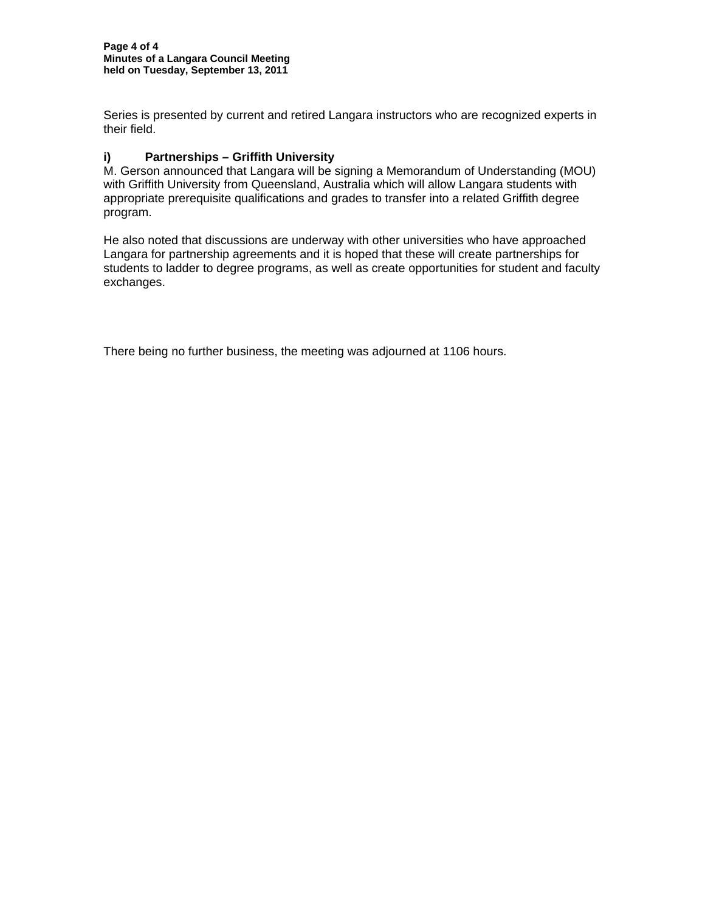Series is presented by current and retired Langara instructors who are recognized experts in their field.

**i) Partnerships – Griffith University**

M. Gerson announced that Langara will be signing a Memorandum of Understanding (MOU) with Griffith University from Queensland, Australia which will allow Langara students with appropriate prerequisite qualifications and grades to transfer into a related Griffith degree program.

He also noted that discussions are underway with other universities who have approached Langara for partnership agreements and it is hoped that these will create partnerships for students to ladder to degree programs, as well as create opportunities for student and faculty exchanges.

There being no further business, the meeting was adjourned at 1106 hours.